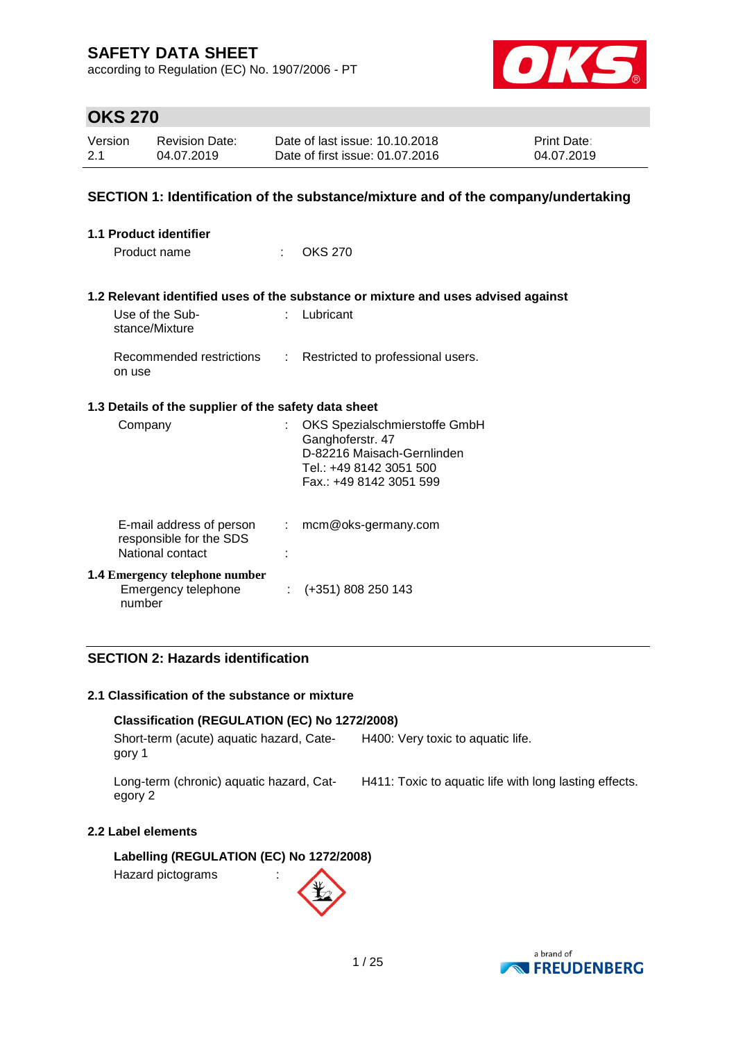# SAFETY DATA SHEET

according to Regulation (EC) No. 1907/2006 - PT

## OKS 270

| Version | Revision Date: | Date of last issue: 10.10.2018 | Print Date: |
|---|---|---|---|
| 2.1 | 04.07.2019 | Date of first issue: 01.07.2016 | 04.07.2019 |

## SECTION 1: Identification of the substance/mixture and of the company/undertaking

### 1.1 Product identifier

Product name : OKS 270

### 1.2 Relevant identified uses of the substance or mixture and uses advised against

Use of the Substance/Mixture : Lubricant

Recommended restrictions on use : Restricted to professional users.

### 1.3 Details of the supplier of the safety data sheet

Company : OKS Spezialschmierstoffe GmbH
Ganghoferstr. 47
D-82216 Maisach-Gernlinden
Tel.: +49 8142 3051 500
Fax.: +49 8142 3051 599

E-mail address of person responsible for the SDS : mcm@oks-germany.com

National contact :

### 1.4 Emergency telephone number

Emergency telephone number : (+351) 808 250 143

## SECTION 2: Hazards identification

### 2.1 Classification of the substance or mixture

**Classification (REGULATION (EC) No 1272/2008)**

| | |
|---|---|
| Short-term (acute) aquatic hazard, Category 1 | H400: Very toxic to aquatic life. |
| Long-term (chronic) aquatic hazard, Category 2 | H411: Toxic to aquatic life with long lasting effects. |

### 2.2 Label elements

**Labelling (REGULATION (EC) No 1272/2008)**

Hazard pictograms :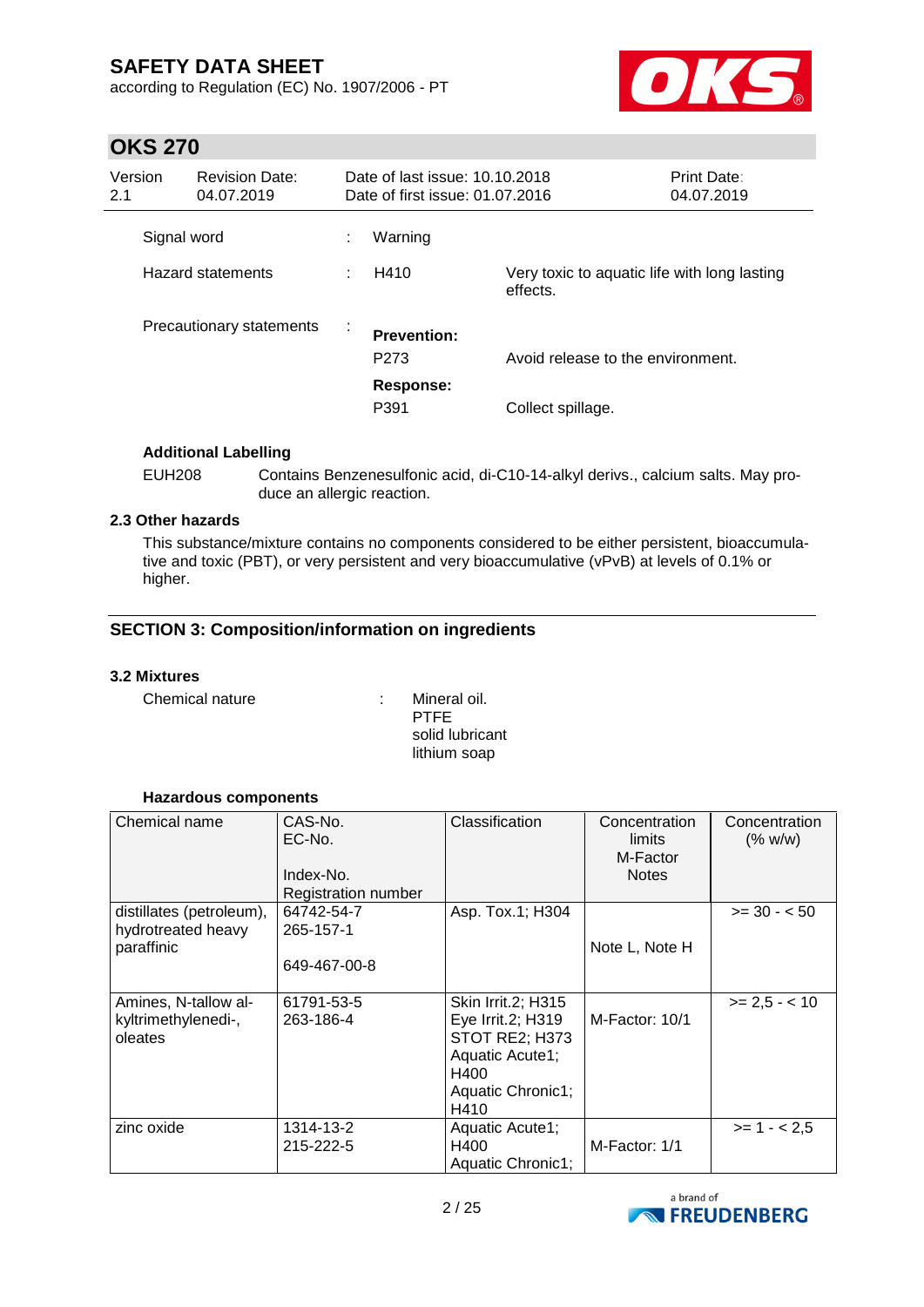Signal word : Warning

Hazard statements : H410 Very toxic to aquatic life with long lasting effects.

Precautionary statements :

**Prevention:**

P273 Avoid release to the environment.

**Response:**

P391 Collect spillage.

**Additional Labelling**

EUH208 Contains Benzenesulfonic acid, di-C10-14-alkyl derivs., calcium salts. May produce an allergic reaction.

### 2.3 Other hazards

This substance/mixture contains no components considered to be either persistent, bioaccumulative and toxic (PBT), or very persistent and very bioaccumulative (vPvB) at levels of 0.1% or higher.

## SECTION 3: Composition/information on ingredients

### 3.2 Mixtures

Chemical nature : Mineral oil.
PTFE
solid lubricant
lithium soap

**Hazardous components**

| Chemical name | CAS-No.<br>EC-No.<br>Index-No.<br>Registration number | Classification | Concentration limits<br>M-Factor<br>Notes | Concentration (% w/w) |
|---|---|---|---|---|
| distillates (petroleum), hydrotreated heavy paraffinic | 64742-54-7<br>265-157-1<br>649-467-00-8 | Asp. Tox.1; H304 | Note L, Note H | >= 30 - < 50 |
| Amines, N-tallow alkyltrimethylenedi-, oleates | 61791-53-5<br>263-186-4 | Skin Irrit.2; H315<br>Eye Irrit.2; H319<br>STOT RE2; H373<br>Aquatic Acute1; H400<br>Aquatic Chronic1; H410 | M-Factor: 10/1 | >= 2,5 - < 10 |
| zinc oxide | 1314-13-2<br>215-222-5 | Aquatic Acute1; H400<br>Aquatic Chronic1; | M-Factor: 1/1 | >= 1 - < 2,5 |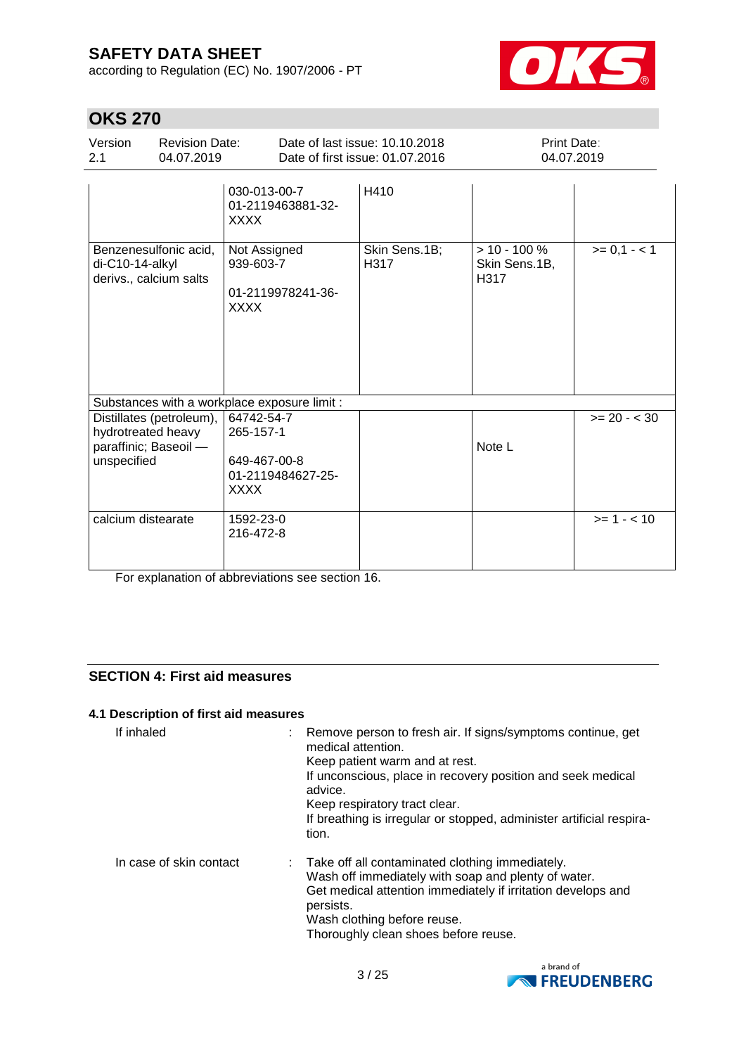| | | | | |
|---|---|---|---|---|
| | 030-013-00-7<br>01-2119463881-32-XXXX | H410 | | |
| Benzenesulfonic acid, di-C10-14-alkyl derivs., calcium salts | Not Assigned<br>939-603-7<br><br>01-2119978241-36-XXXX | Skin Sens.1B; H317 | > 10 - 100 %<br>Skin Sens.1B, H317 | >= 0,1 - < 1 |
| Substances with a workplace exposure limit : | | | | |
| Distillates (petroleum), hydrotreated heavy paraffinic; Baseoil — unspecified | 64742-54-7<br>265-157-1<br><br>649-467-00-8<br>01-2119484627-25-XXXX | | Note L | >= 20 - < 30 |
| calcium distearate | 1592-23-0<br>216-472-8 | | | >= 1 - < 10 |

For explanation of abbreviations see section 16.

## SECTION 4: First aid measures

### 4.1 Description of first aid measures

If inhaled : Remove person to fresh air. If signs/symptoms continue, get medical attention.
Keep patient warm and at rest.
If unconscious, place in recovery position and seek medical advice.
Keep respiratory tract clear.
If breathing is irregular or stopped, administer artificial respiration.

In case of skin contact : Take off all contaminated clothing immediately.
Wash off immediately with soap and plenty of water.
Get medical attention immediately if irritation develops and persists.
Wash clothing before reuse.
Thoroughly clean shoes before reuse.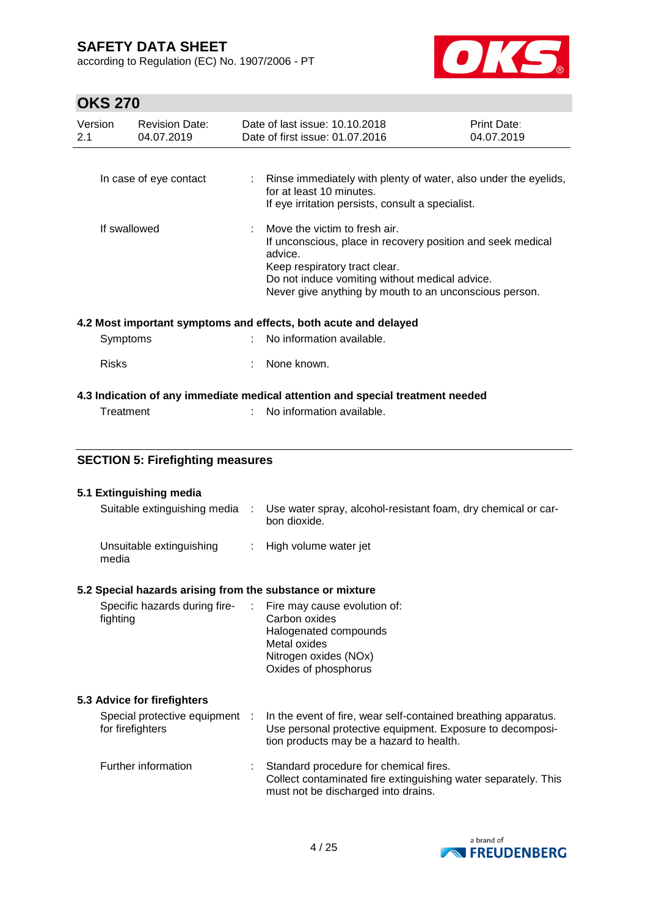| | | |
|---|---|---|
| In case of eye contact | : | Rinse immediately with plenty of water, also under the eyelids, for at least 10 minutes.<br>If eye irritation persists, consult a specialist. |
| If swallowed | : | Move the victim to fresh air.<br>If unconscious, place in recovery position and seek medical advice.<br>Keep respiratory tract clear.<br>Do not induce vomiting without medical advice.<br>Never give anything by mouth to an unconscious person. |

### 4.2 Most important symptoms and effects, both acute and delayed

| | | |
|---|---|---|
| Symptoms | : | No information available. |
| Risks | : | None known. |

### 4.3 Indication of any immediate medical attention and special treatment needed

| | | |
|---|---|---|
| Treatment | : | No information available. |

## SECTION 5: Firefighting measures

### 5.1 Extinguishing media

| | | |
|---|---|---|
| Suitable extinguishing media | : | Use water spray, alcohol-resistant foam, dry chemical or carbon dioxide. |
| Unsuitable extinguishing media | : | High volume water jet |

### 5.2 Special hazards arising from the substance or mixture

| | | |
|---|---|---|
| Specific hazards during fire-fighting | : | Fire may cause evolution of:<br>Carbon oxides<br>Halogenated compounds<br>Metal oxides<br>Nitrogen oxides (NOx)<br>Oxides of phosphorus |

### 5.3 Advice for firefighters

| | | |
|---|---|---|
| Special protective equipment for firefighters | : | In the event of fire, wear self-contained breathing apparatus.<br>Use personal protective equipment. Exposure to decomposition products may be a hazard to health. |
| Further information | : | Standard procedure for chemical fires.<br>Collect contaminated fire extinguishing water separately. This must not be discharged into drains. |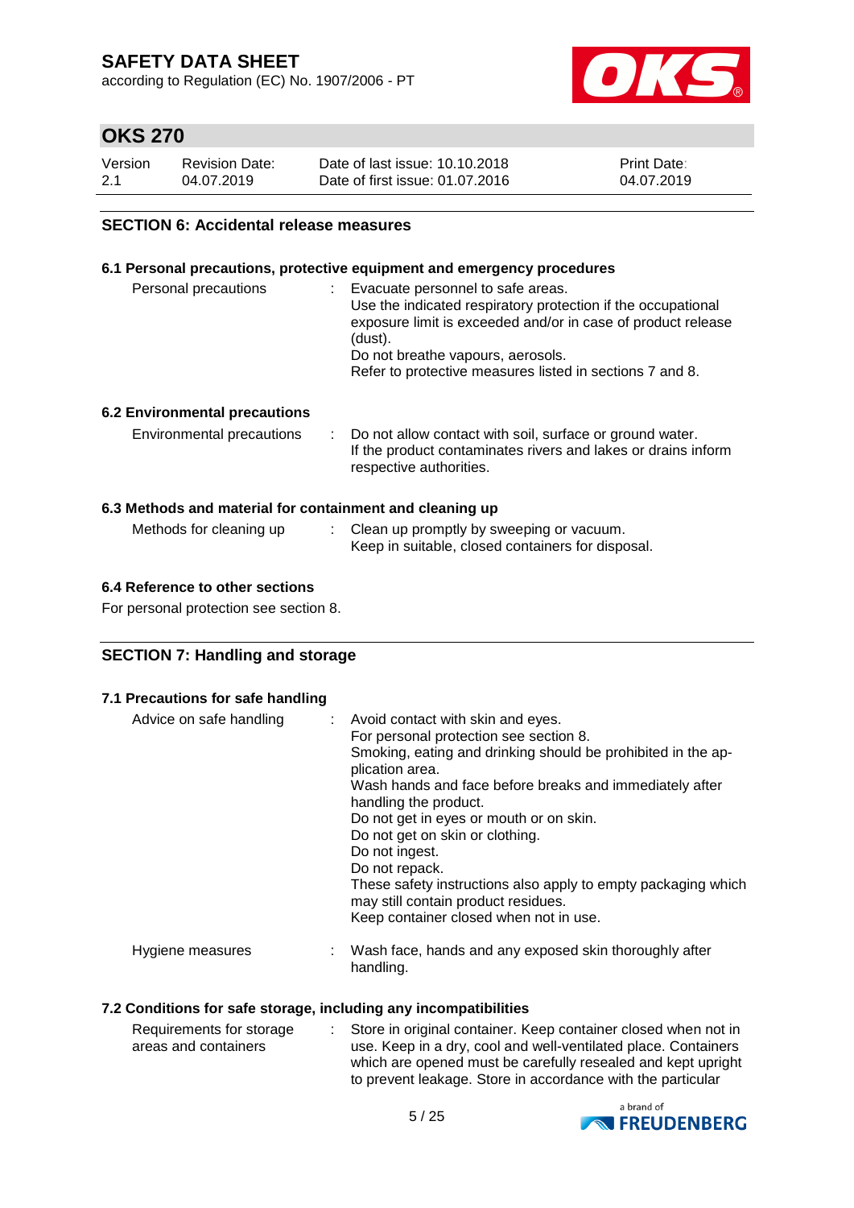## SECTION 6: Accidental release measures

### 6.1 Personal precautions, protective equipment and emergency procedures

| | | |
|---|---|---|
| Personal precautions | : | Evacuate personnel to safe areas. Use the indicated respiratory protection if the occupational exposure limit is exceeded and/or in case of product release (dust). Do not breathe vapours, aerosols. Refer to protective measures listed in sections 7 and 8. |

### 6.2 Environmental precautions

| | | |
|---|---|---|
| Environmental precautions | : | Do not allow contact with soil, surface or ground water. If the product contaminates rivers and lakes or drains inform respective authorities. |

### 6.3 Methods and material for containment and cleaning up

| | | |
|---|---|---|
| Methods for cleaning up | : | Clean up promptly by sweeping or vacuum. Keep in suitable, closed containers for disposal. |

### 6.4 Reference to other sections

For personal protection see section 8.

## SECTION 7: Handling and storage

### 7.1 Precautions for safe handling

| | | |
|---|---|---|
| Advice on safe handling | : | Avoid contact with skin and eyes. For personal protection see section 8. Smoking, eating and drinking should be prohibited in the application area. Wash hands and face before breaks and immediately after handling the product. Do not get in eyes or mouth or on skin. Do not get on skin or clothing. Do not ingest. Do not repack. These safety instructions also apply to empty packaging which may still contain product residues. Keep container closed when not in use. |
| Hygiene measures | : | Wash face, hands and any exposed skin thoroughly after handling. |

### 7.2 Conditions for safe storage, including any incompatibilities

| | | |
|---|---|---|
| Requirements for storage areas and containers | : | Store in original container. Keep container closed when not in use. Keep in a dry, cool and well-ventilated place. Containers which are opened must be carefully resealed and kept upright to prevent leakage. Store in accordance with the particular |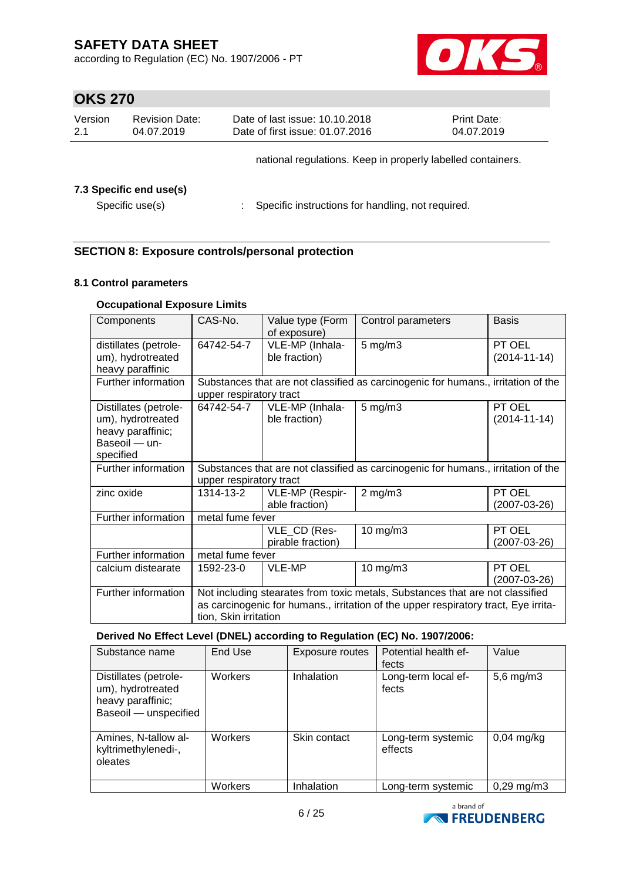national regulations. Keep in properly labelled containers.

### 7.3 Specific end use(s)

Specific use(s) : Specific instructions for handling, not required.

## SECTION 8: Exposure controls/personal protection

### 8.1 Control parameters

**Occupational Exposure Limits**

| Components | CAS-No. | Value type (Form of exposure) | Control parameters | Basis |
|---|---|---|---|---|
| distillates (petroleum), hydrotreated heavy paraffinic | 64742-54-7 | VLE-MP (Inhalable fraction) | 5 mg/m3 | PT OEL (2014-11-14) |
| Further information | Substances that are not classified as carcinogenic for humans., irritation of the upper respiratory tract | | | |
| Distillates (petroleum), hydrotreated heavy paraffinic; Baseoil — unspecified | 64742-54-7 | VLE-MP (Inhalable fraction) | 5 mg/m3 | PT OEL (2014-11-14) |
| Further information | Substances that are not classified as carcinogenic for humans., irritation of the upper respiratory tract | | | |
| zinc oxide | 1314-13-2 | VLE-MP (Respirable fraction) | 2 mg/m3 | PT OEL (2007-03-26) |
| Further information | metal fume fever | | | |
| | | VLE_CD (Respirable fraction) | 10 mg/m3 | PT OEL (2007-03-26) |
| Further information | metal fume fever | | | |
| calcium distearate | 1592-23-0 | VLE-MP | 10 mg/m3 | PT OEL (2007-03-26) |
| Further information | Not including stearates from toxic metals, Substances that are not classified as carcinogenic for humans., irritation of the upper respiratory tract, Eye irritation, Skin irritation | | | |

**Derived No Effect Level (DNEL) according to Regulation (EC) No. 1907/2006:**

| Substance name | End Use | Exposure routes | Potential health effects | Value |
|---|---|---|---|---|
| Distillates (petroleum), hydrotreated heavy paraffinic; Baseoil — unspecified | Workers | Inhalation | Long-term local effects | 5,6 mg/m3 |
| Amines, N-tallow alkyltrimethylenedi-, oleates | Workers | Skin contact | Long-term systemic effects | 0,04 mg/kg |
| | Workers | Inhalation | Long-term systemic | 0,29 mg/m3 |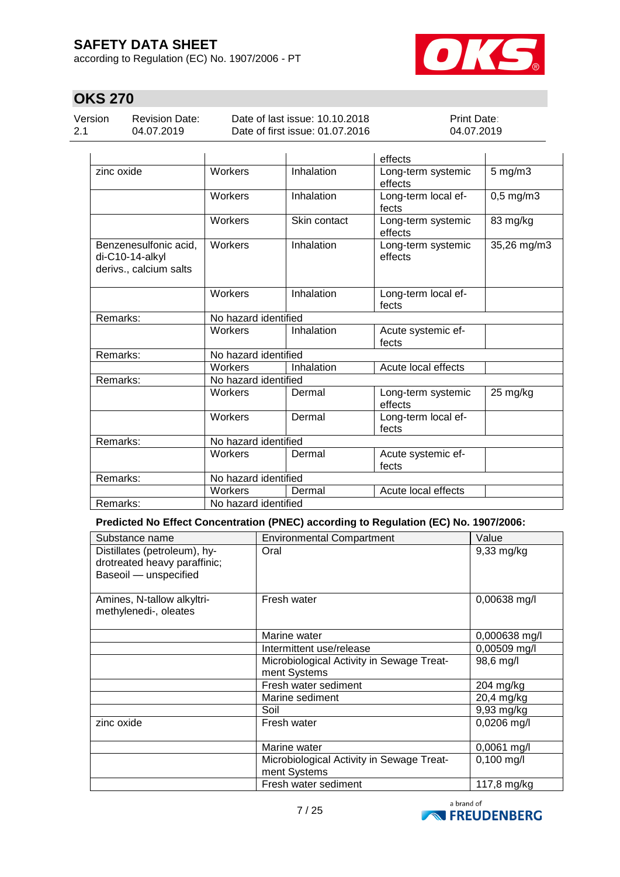| | | | | |
|---|---|---|---|---|
| | | | effects | |
| zinc oxide | Workers | Inhalation | Long-term systemic effects | 5 mg/m3 |
| | Workers | Inhalation | Long-term local effects | 0,5 mg/m3 |
| | Workers | Skin contact | Long-term systemic effects | 83 mg/kg |
| Benzenesulfonic acid, di-C10-14-alkyl derivs., calcium salts | Workers | Inhalation | Long-term systemic effects | 35,26 mg/m3 |
| | Workers | Inhalation | Long-term local effects | |
| Remarks: | No hazard identified | | | |
| | Workers | Inhalation | Acute systemic effects | |
| Remarks: | No hazard identified | | | |
| | Workers | Inhalation | Acute local effects | |
| Remarks: | No hazard identified | | | |
| | Workers | Dermal | Long-term systemic effects | 25 mg/kg |
| | Workers | Dermal | Long-term local effects | |
| Remarks: | No hazard identified | | | |
| | Workers | Dermal | Acute systemic effects | |
| Remarks: | No hazard identified | | | |
| | Workers | Dermal | Acute local effects | |
| Remarks: | No hazard identified | | | |

**Predicted No Effect Concentration (PNEC) according to Regulation (EC) No. 1907/2006:**

| Substance name | Environmental Compartment | Value |
|---|---|---|
| Distillates (petroleum), hydrotreated heavy paraffinic; Baseoil — unspecified | Oral | 9,33 mg/kg |
| Amines, N-tallow alkyltrimethylenedi-, oleates | Fresh water | 0,00638 mg/l |
| | Marine water | 0,000638 mg/l |
| | Intermittent use/release | 0,00509 mg/l |
| | Microbiological Activity in Sewage Treatment Systems | 98,6 mg/l |
| | Fresh water sediment | 204 mg/kg |
| | Marine sediment | 20,4 mg/kg |
| | Soil | 9,93 mg/kg |
| zinc oxide | Fresh water | 0,0206 mg/l |
| | Marine water | 0,0061 mg/l |
| | Microbiological Activity in Sewage Treatment Systems | 0,100 mg/l |
| | Fresh water sediment | 117,8 mg/kg |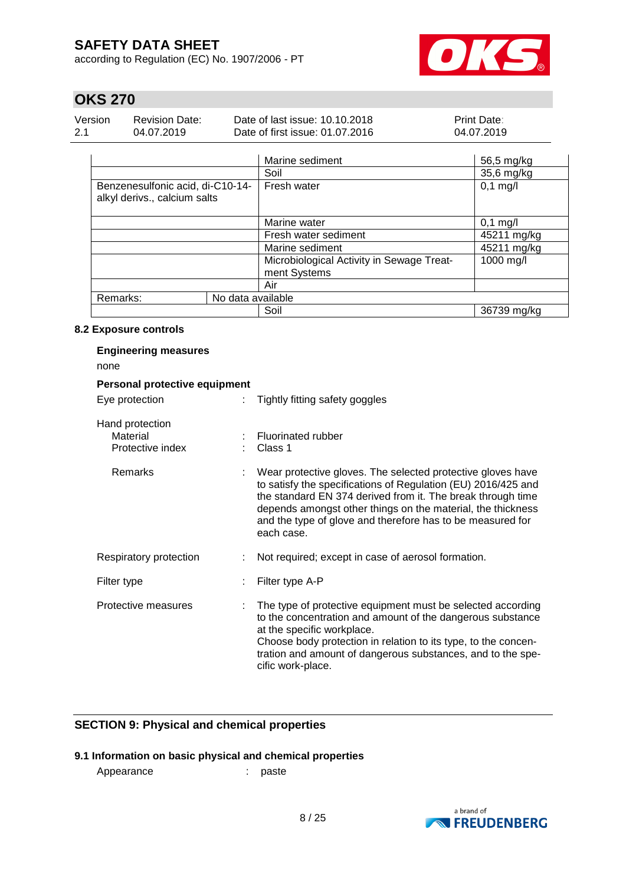| | | |
|---|---|---|
| | Marine sediment | 56,5 mg/kg |
| | Soil | 35,6 mg/kg |
| Benzenesulfonic acid, di-C10-14-alkyl derivs., calcium salts | Fresh water | 0,1 mg/l |
| | Marine water | 0,1 mg/l |
| | Fresh water sediment | 45211 mg/kg |
| | Marine sediment | 45211 mg/kg |
| | Microbiological Activity in Sewage Treatment Systems | 1000 mg/l |
| | Air | |
| Remarks: | No data available | |
| | Soil | 36739 mg/kg |

**8.2 Exposure controls**

**Engineering measures**

none

**Personal protective equipment**

Eye protection : Tightly fitting safety goggles

Hand protection
- Material : Fluorinated rubber
- Protective index : Class 1
- Remarks : Wear protective gloves. The selected protective gloves have to satisfy the specifications of Regulation (EU) 2016/425 and the standard EN 374 derived from it. The break through time depends amongst other things on the material, the thickness and the type of glove and therefore has to be measured for each case.

Respiratory protection : Not required; except in case of aerosol formation.

Filter type : Filter type A-P

Protective measures : The type of protective equipment must be selected according to the concentration and amount of the dangerous substance at the specific workplace.
Choose body protection in relation to its type, to the concentration and amount of dangerous substances, and to the specific work-place.

## SECTION 9: Physical and chemical properties

**9.1 Information on basic physical and chemical properties**

Appearance : paste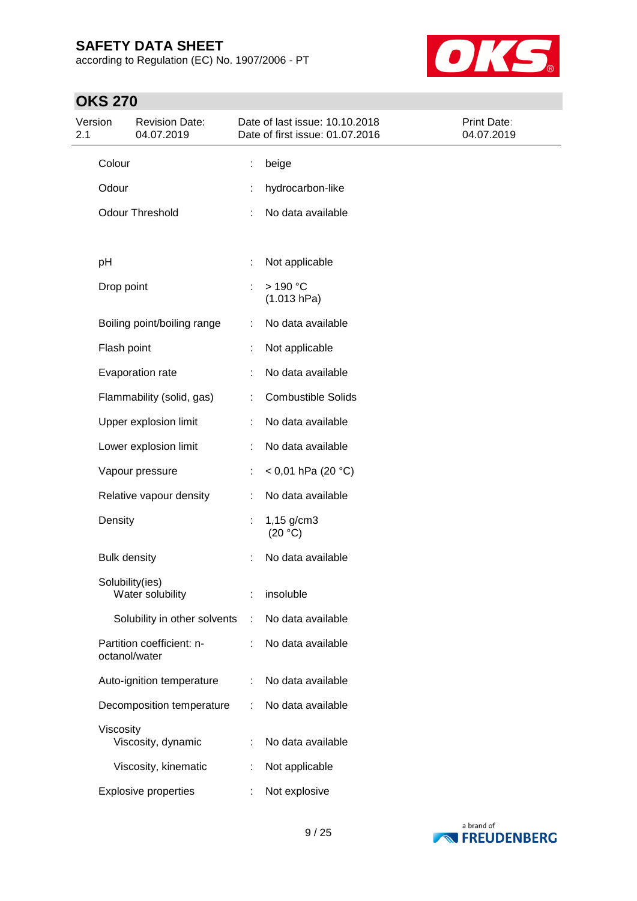| | | |
|---|---|---|
| Colour | : | beige |
| Odour | : | hydrocarbon-like |
| Odour Threshold | : | No data available |
| pH | : | Not applicable |
| Drop point | : | > 190 °C (1.013 hPa) |
| Boiling point/boiling range | : | No data available |
| Flash point | : | Not applicable |
| Evaporation rate | : | No data available |
| Flammability (solid, gas) | : | Combustible Solids |
| Upper explosion limit | : | No data available |
| Lower explosion limit | : | No data available |
| Vapour pressure | : | < 0,01 hPa (20 °C) |
| Relative vapour density | : | No data available |
| Density | : | 1,15 g/cm3 (20 °C) |
| Bulk density | : | No data available |
| Solubility(ies) | | |
| Water solubility | : | insoluble |
| Solubility in other solvents | : | No data available |
| Partition coefficient: n-octanol/water | : | No data available |
| Auto-ignition temperature | : | No data available |
| Decomposition temperature | : | No data available |
| Viscosity | | |
| Viscosity, dynamic | : | No data available |
| Viscosity, kinematic | : | Not applicable |
| Explosive properties | : | Not explosive |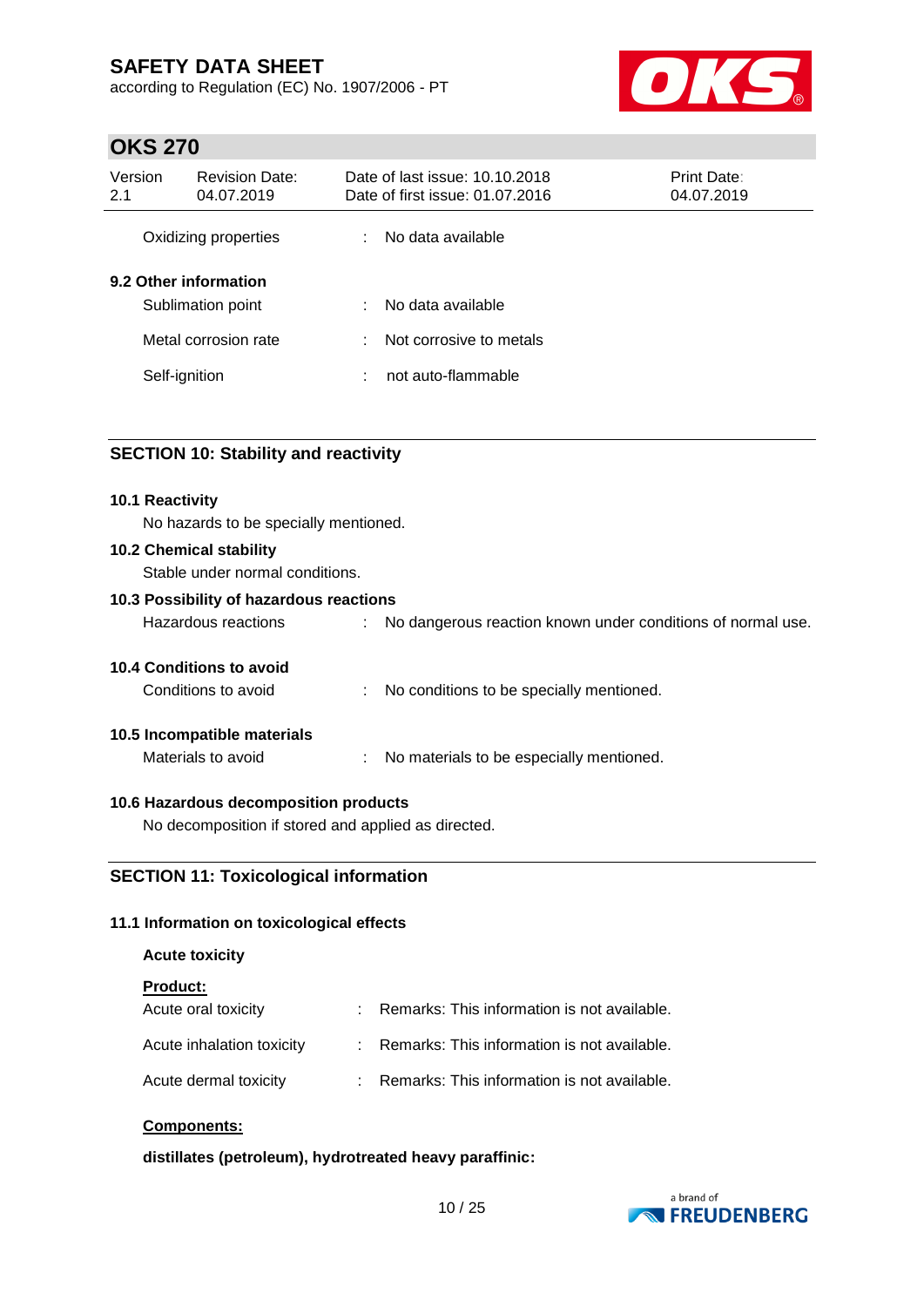| | | |
|---|---|---|
| Oxidizing properties | : | No data available |

**9.2 Other information**

| | | |
|---|---|---|
| Sublimation point | : | No data available |
| Metal corrosion rate | : | Not corrosive to metals |
| Self-ignition | : | not auto-flammable |

## SECTION 10: Stability and reactivity

**10.1 Reactivity**

No hazards to be specially mentioned.

**10.2 Chemical stability**

Stable under normal conditions.

**10.3 Possibility of hazardous reactions**

| | | |
|---|---|---|
| Hazardous reactions | : | No dangerous reaction known under conditions of normal use. |

**10.4 Conditions to avoid**

| | | |
|---|---|---|
| Conditions to avoid | : | No conditions to be specially mentioned. |

**10.5 Incompatible materials**

| | | |
|---|---|---|
| Materials to avoid | : | No materials to be especially mentioned. |

**10.6 Hazardous decomposition products**

No decomposition if stored and applied as directed.

## SECTION 11: Toxicological information

**11.1 Information on toxicological effects**

**Acute toxicity**

**Product:**

| | | |
|---|---|---|
| Acute oral toxicity | : | Remarks: This information is not available. |
| Acute inhalation toxicity | : | Remarks: This information is not available. |
| Acute dermal toxicity | : | Remarks: This information is not available. |

**Components:**

**distillates (petroleum), hydrotreated heavy paraffinic:**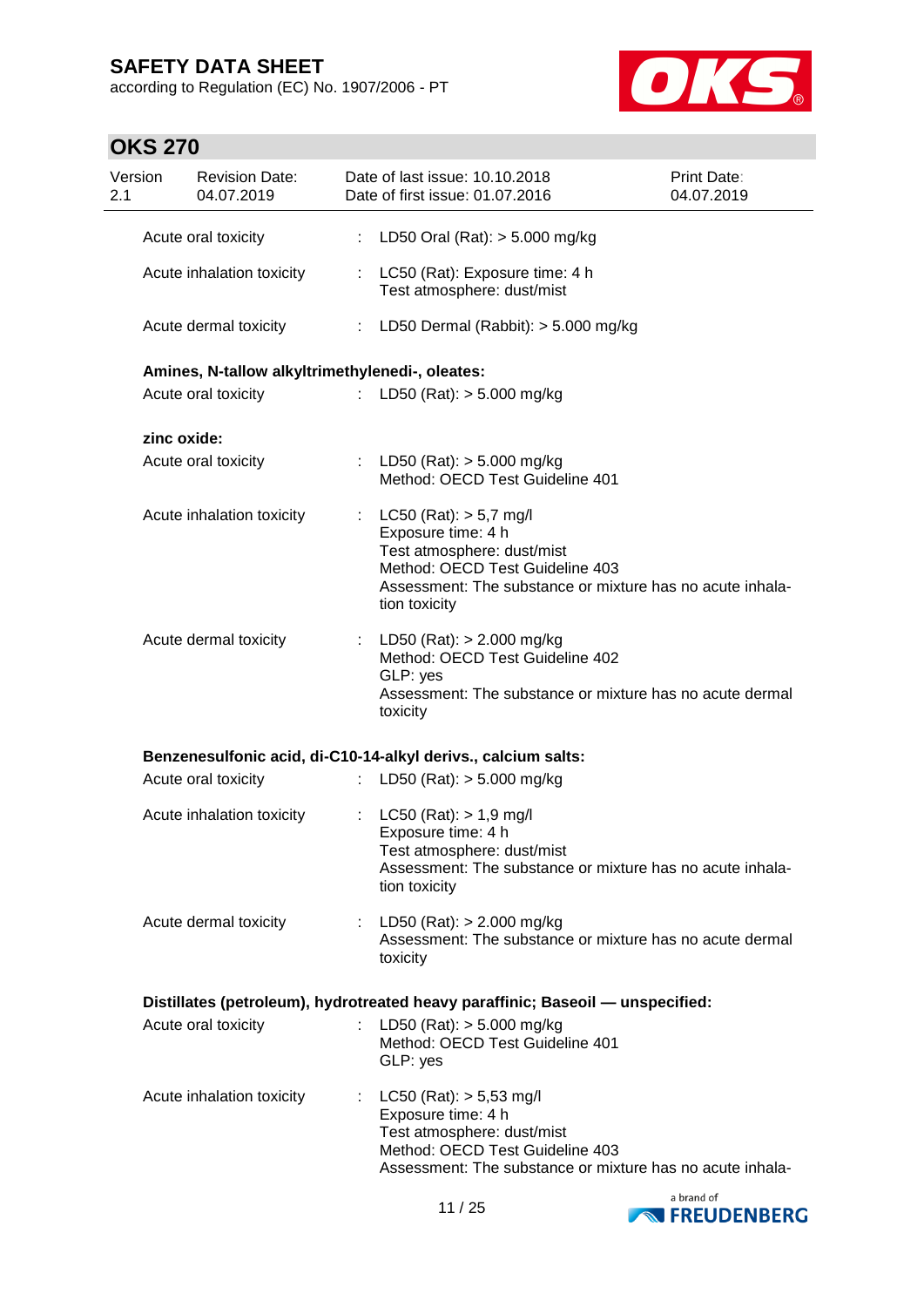| | |
|---|---|
| Acute oral toxicity | : LD50 Oral (Rat): > 5.000 mg/kg |
| Acute inhalation toxicity | : LC50 (Rat): Exposure time: 4 h<br>Test atmosphere: dust/mist |
| Acute dermal toxicity | : LD50 Dermal (Rabbit): > 5.000 mg/kg |

**Amines, N-tallow alkyltrimethylenedi-, oleates:**

| | |
|---|---|
| Acute oral toxicity | : LD50 (Rat): > 5.000 mg/kg |

**zinc oxide:**

| | |
|---|---|
| Acute oral toxicity | : LD50 (Rat): > 5.000 mg/kg<br>Method: OECD Test Guideline 401 |
| Acute inhalation toxicity | : LC50 (Rat): > 5,7 mg/l<br>Exposure time: 4 h<br>Test atmosphere: dust/mist<br>Method: OECD Test Guideline 403<br>Assessment: The substance or mixture has no acute inhalation toxicity |
| Acute dermal toxicity | : LD50 (Rat): > 2.000 mg/kg<br>Method: OECD Test Guideline 402<br>GLP: yes<br>Assessment: The substance or mixture has no acute dermal toxicity |

**Benzenesulfonic acid, di-C10-14-alkyl derivs., calcium salts:**

| | |
|---|---|
| Acute oral toxicity | : LD50 (Rat): > 5.000 mg/kg |
| Acute inhalation toxicity | : LC50 (Rat): > 1,9 mg/l<br>Exposure time: 4 h<br>Test atmosphere: dust/mist<br>Assessment: The substance or mixture has no acute inhalation toxicity |
| Acute dermal toxicity | : LD50 (Rat): > 2.000 mg/kg<br>Assessment: The substance or mixture has no acute dermal toxicity |

**Distillates (petroleum), hydrotreated heavy paraffinic; Baseoil — unspecified:**

| | |
|---|---|
| Acute oral toxicity | : LD50 (Rat): > 5.000 mg/kg<br>Method: OECD Test Guideline 401<br>GLP: yes |
| Acute inhalation toxicity | : LC50 (Rat): > 5,53 mg/l<br>Exposure time: 4 h<br>Test atmosphere: dust/mist<br>Method: OECD Test Guideline 403<br>Assessment: The substance or mixture has no acute inhala- |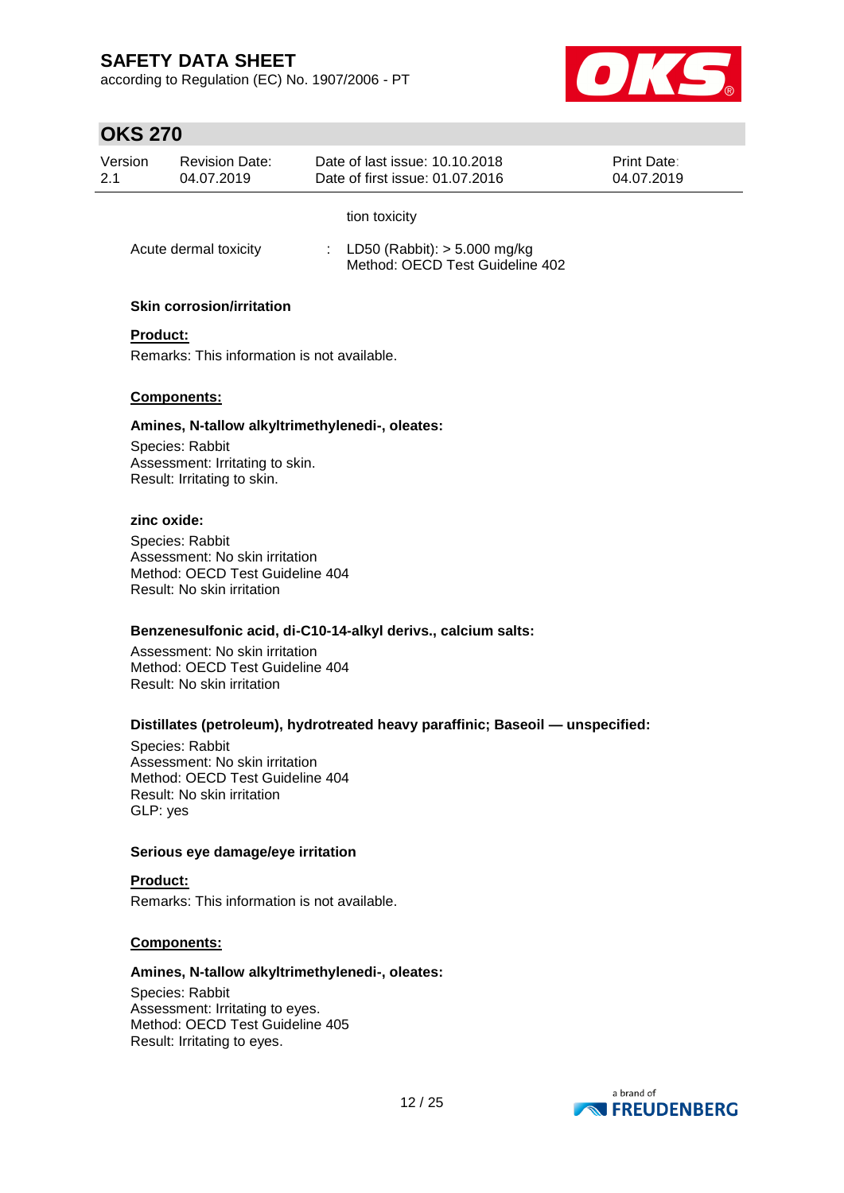tion toxicity

| | | |
|---|---|---|
| Acute dermal toxicity | : | LD50 (Rabbit): > 5.000 mg/kg<br>Method: OECD Test Guideline 402 |

**Skin corrosion/irritation**

**Product:**

Remarks: This information is not available.

**Components:**

**Amines, N-tallow alkyltrimethylenedi-, oleates:**

Species: Rabbit
Assessment: Irritating to skin.
Result: Irritating to skin.

**zinc oxide:**

Species: Rabbit
Assessment: No skin irritation
Method: OECD Test Guideline 404
Result: No skin irritation

**Benzenesulfonic acid, di-C10-14-alkyl derivs., calcium salts:**

Assessment: No skin irritation
Method: OECD Test Guideline 404
Result: No skin irritation

**Distillates (petroleum), hydrotreated heavy paraffinic; Baseoil — unspecified:**

Species: Rabbit
Assessment: No skin irritation
Method: OECD Test Guideline 404
Result: No skin irritation
GLP: yes

**Serious eye damage/eye irritation**

**Product:**

Remarks: This information is not available.

**Components:**

**Amines, N-tallow alkyltrimethylenedi-, oleates:**

Species: Rabbit
Assessment: Irritating to eyes.
Method: OECD Test Guideline 405
Result: Irritating to eyes.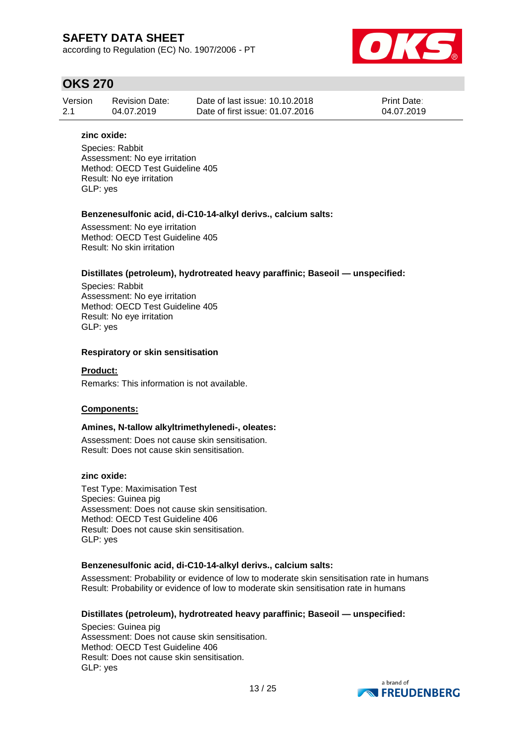**zinc oxide:**

Species: Rabbit
Assessment: No eye irritation
Method: OECD Test Guideline 405
Result: No eye irritation
GLP: yes

**Benzenesulfonic acid, di-C10-14-alkyl derivs., calcium salts:**

Assessment: No eye irritation
Method: OECD Test Guideline 405
Result: No skin irritation

**Distillates (petroleum), hydrotreated heavy paraffinic; Baseoil — unspecified:**

Species: Rabbit
Assessment: No eye irritation
Method: OECD Test Guideline 405
Result: No eye irritation
GLP: yes

**Respiratory or skin sensitisation**

**Product:**

Remarks: This information is not available.

**Components:**

**Amines, N-tallow alkyltrimethylenedi-, oleates:**

Assessment: Does not cause skin sensitisation.
Result: Does not cause skin sensitisation.

**zinc oxide:**

Test Type: Maximisation Test
Species: Guinea pig
Assessment: Does not cause skin sensitisation.
Method: OECD Test Guideline 406
Result: Does not cause skin sensitisation.
GLP: yes

**Benzenesulfonic acid, di-C10-14-alkyl derivs., calcium salts:**

Assessment: Probability or evidence of low to moderate skin sensitisation rate in humans
Result: Probability or evidence of low to moderate skin sensitisation rate in humans

**Distillates (petroleum), hydrotreated heavy paraffinic; Baseoil — unspecified:**

Species: Guinea pig
Assessment: Does not cause skin sensitisation.
Method: OECD Test Guideline 406
Result: Does not cause skin sensitisation.
GLP: yes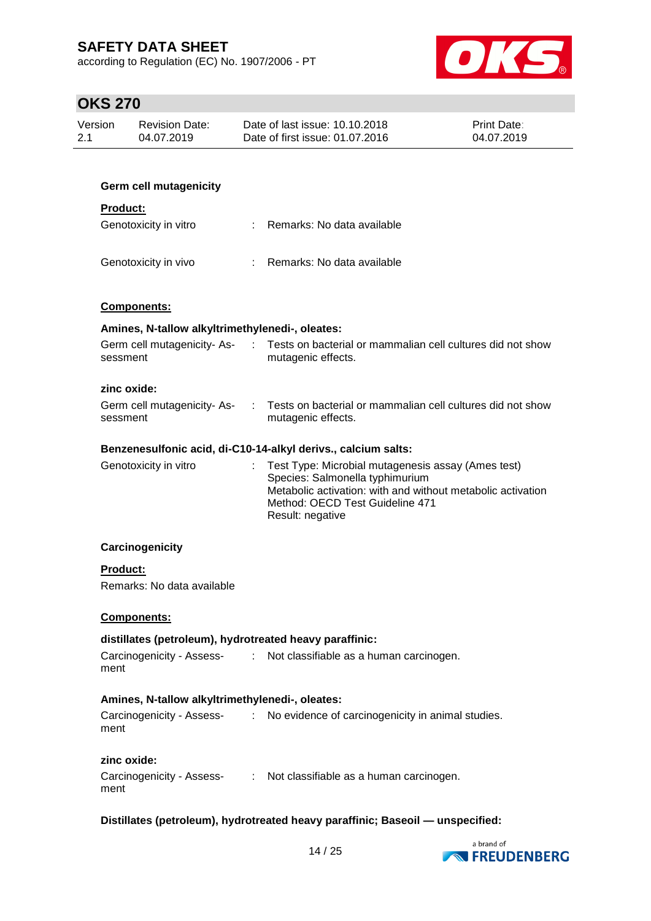**Germ cell mutagenicity**

**Product:**

| | |
|---|---|
| Genotoxicity in vitro | : Remarks: No data available |
| Genotoxicity in vivo | : Remarks: No data available |

**Components:**

**Amines, N-tallow alkyltrimethylenedi-, oleates:**

| | |
|---|---|
| Germ cell mutagenicity- Assessment | : Tests on bacterial or mammalian cell cultures did not show mutagenic effects. |

**zinc oxide:**

| | |
|---|---|
| Germ cell mutagenicity- Assessment | : Tests on bacterial or mammalian cell cultures did not show mutagenic effects. |

**Benzenesulfonic acid, di-C10-14-alkyl derivs., calcium salts:**

| | |
|---|---|
| Genotoxicity in vitro | : Test Type: Microbial mutagenesis assay (Ames test)<br>Species: Salmonella typhimurium<br>Metabolic activation: with and without metabolic activation<br>Method: OECD Test Guideline 471<br>Result: negative |

**Carcinogenicity**

**Product:**

Remarks: No data available

**Components:**

**distillates (petroleum), hydrotreated heavy paraffinic:**

| | |
|---|---|
| Carcinogenicity - Assessment | : Not classifiable as a human carcinogen. |

**Amines, N-tallow alkyltrimethylenedi-, oleates:**

| | |
|---|---|
| Carcinogenicity - Assessment | : No evidence of carcinogenicity in animal studies. |

**zinc oxide:**

| | |
|---|---|
| Carcinogenicity - Assessment | : Not classifiable as a human carcinogen. |

**Distillates (petroleum), hydrotreated heavy paraffinic; Baseoil — unspecified:**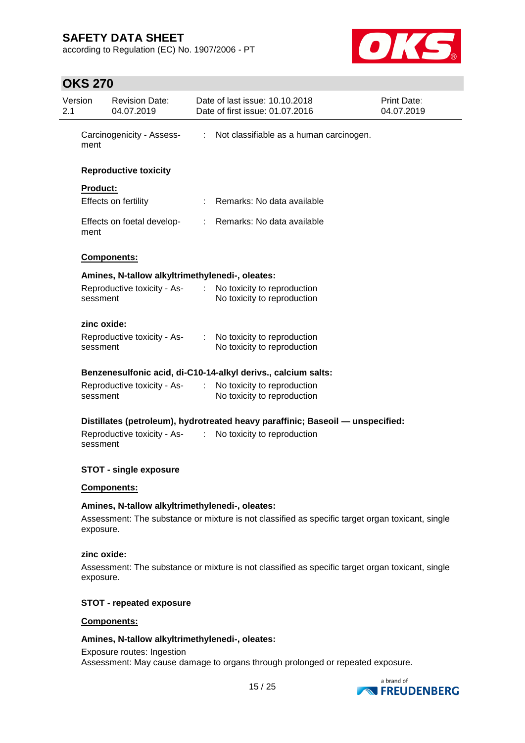| | | |
|---|---|---|
| Carcinogenicity - Assessment | : | Not classifiable as a human carcinogen. |

**Reproductive toxicity**

**Product:**

| | | |
|---|---|---|
| Effects on fertility | : | Remarks: No data available |
| Effects on foetal development | : | Remarks: No data available |

**Components:**

**Amines, N-tallow alkyltrimethylenedi-, oleates:**

| | | |
|---|---|---|
| Reproductive toxicity - Assessment | : | No toxicity to reproduction<br>No toxicity to reproduction |

**zinc oxide:**

| | | |
|---|---|---|
| Reproductive toxicity - Assessment | : | No toxicity to reproduction<br>No toxicity to reproduction |

**Benzenesulfonic acid, di-C10-14-alkyl derivs., calcium salts:**

| | | |
|---|---|---|
| Reproductive toxicity - Assessment | : | No toxicity to reproduction<br>No toxicity to reproduction |

**Distillates (petroleum), hydrotreated heavy paraffinic; Baseoil — unspecified:**

| | | |
|---|---|---|
| Reproductive toxicity - Assessment | : | No toxicity to reproduction |

**STOT - single exposure**

**Components:**

**Amines, N-tallow alkyltrimethylenedi-, oleates:**

Assessment: The substance or mixture is not classified as specific target organ toxicant, single exposure.

**zinc oxide:**

Assessment: The substance or mixture is not classified as specific target organ toxicant, single exposure.

**STOT - repeated exposure**

**Components:**

**Amines, N-tallow alkyltrimethylenedi-, oleates:**

Exposure routes: Ingestion
Assessment: May cause damage to organs through prolonged or repeated exposure.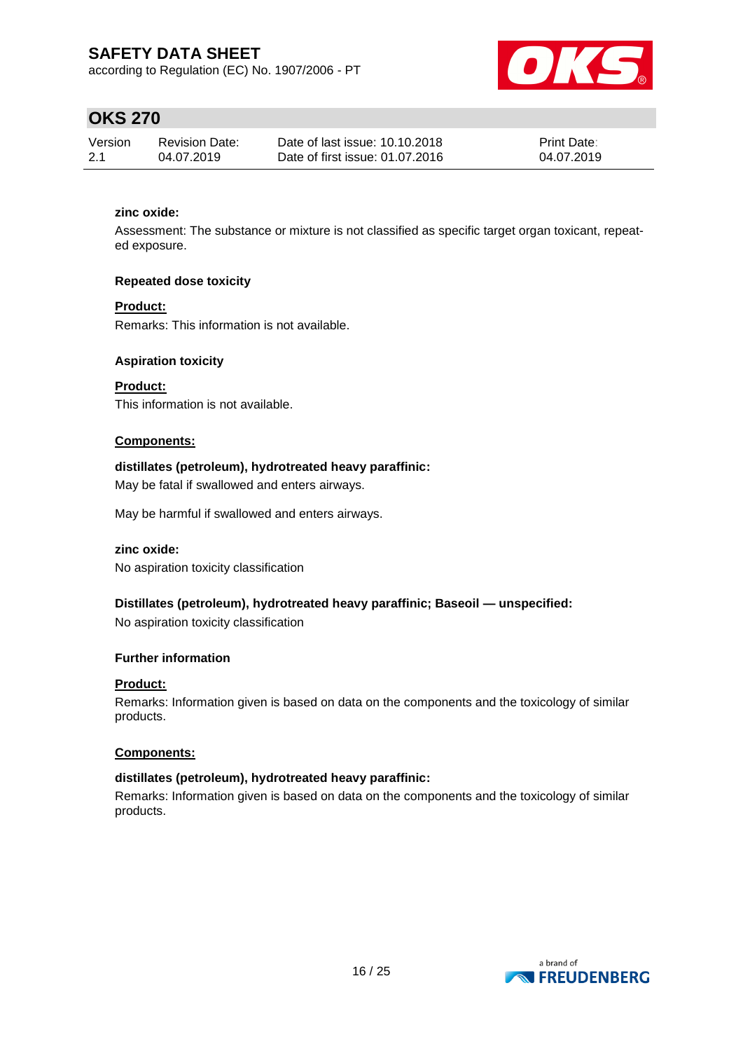**zinc oxide:**

Assessment: The substance or mixture is not classified as specific target organ toxicant, repeated exposure.

**Repeated dose toxicity**

**Product:**

Remarks: This information is not available.

**Aspiration toxicity**

**Product:**

This information is not available.

**Components:**

**distillates (petroleum), hydrotreated heavy paraffinic:**

May be fatal if swallowed and enters airways.

May be harmful if swallowed and enters airways.

**zinc oxide:**

No aspiration toxicity classification

**Distillates (petroleum), hydrotreated heavy paraffinic; Baseoil — unspecified:**

No aspiration toxicity classification

**Further information**

**Product:**

Remarks: Information given is based on data on the components and the toxicology of similar products.

**Components:**

**distillates (petroleum), hydrotreated heavy paraffinic:**

Remarks: Information given is based on data on the components and the toxicology of similar products.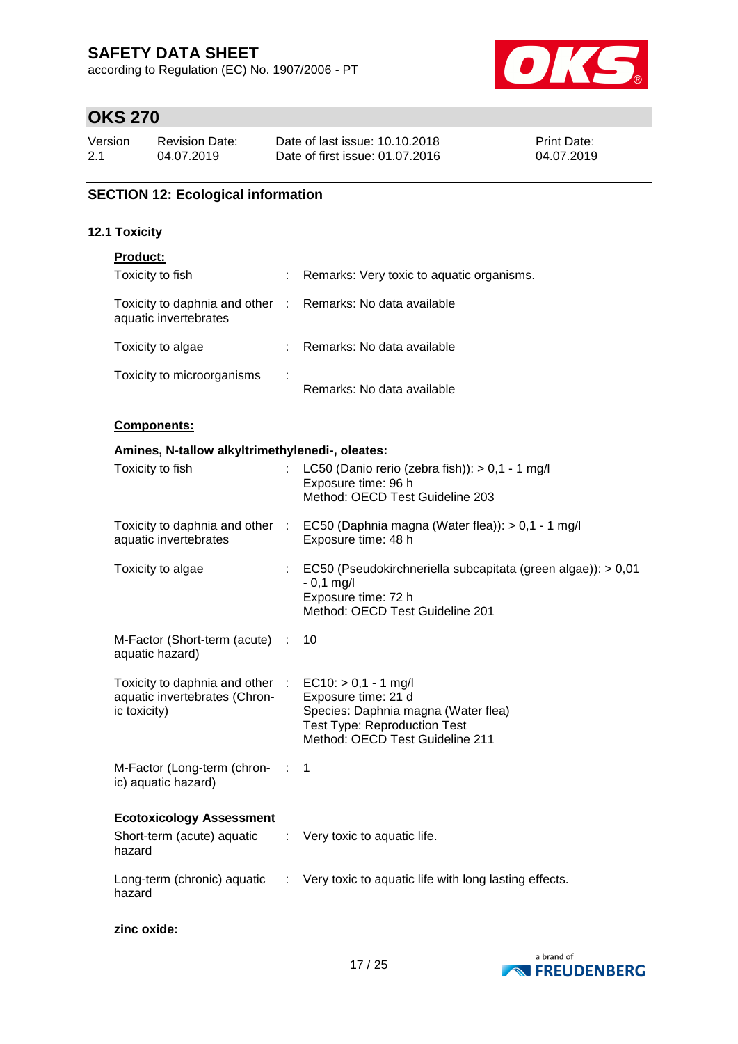## SECTION 12: Ecological information

### 12.1 Toxicity

**Product:**

| | | |
|---|---|---|
| Toxicity to fish | : | Remarks: Very toxic to aquatic organisms. |
| Toxicity to daphnia and other aquatic invertebrates | : | Remarks: No data available |
| Toxicity to algae | : | Remarks: No data available |
| Toxicity to microorganisms | : | Remarks: No data available |

**Components:**

**Amines, N-tallow alkyltrimethylenedi-, oleates:**

| | | |
|---|---|---|
| Toxicity to fish | : | LC50 (Danio rerio (zebra fish)): > 0,1 - 1 mg/l<br>Exposure time: 96 h<br>Method: OECD Test Guideline 203 |
| Toxicity to daphnia and other aquatic invertebrates | : | EC50 (Daphnia magna (Water flea)): > 0,1 - 1 mg/l<br>Exposure time: 48 h |
| Toxicity to algae | : | EC50 (Pseudokirchneriella subcapitata (green algae)): > 0,01 - 0,1 mg/l<br>Exposure time: 72 h<br>Method: OECD Test Guideline 201 |
| M-Factor (Short-term (acute) aquatic hazard) | : | 10 |
| Toxicity to daphnia and other aquatic invertebrates (Chronic toxicity) | : | EC10: > 0,1 - 1 mg/l<br>Exposure time: 21 d<br>Species: Daphnia magna (Water flea)<br>Test Type: Reproduction Test<br>Method: OECD Test Guideline 211 |
| M-Factor (Long-term (chronic) aquatic hazard) | : | 1 |

**Ecotoxicology Assessment**

| | | |
|---|---|---|
| Short-term (acute) aquatic hazard | : | Very toxic to aquatic life. |
| Long-term (chronic) aquatic hazard | : | Very toxic to aquatic life with long lasting effects. |

**zinc oxide:**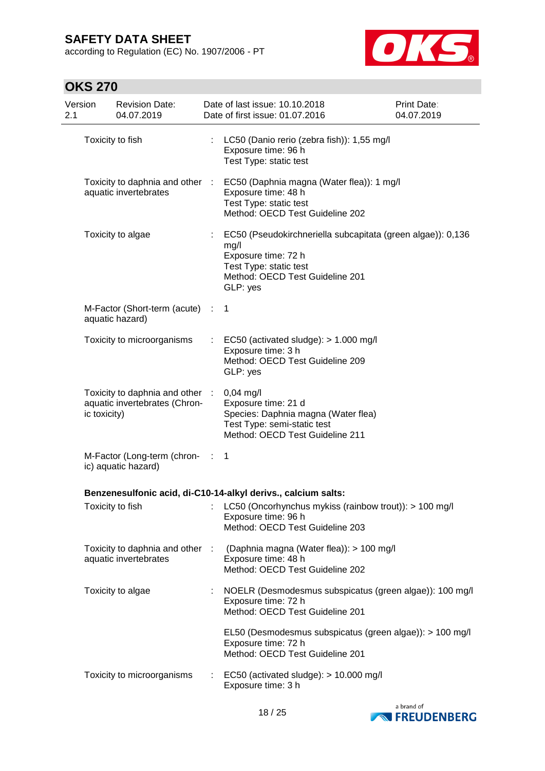| | |
|---|---|
| Toxicity to fish | : LC50 (Danio rerio (zebra fish)): 1,55 mg/l<br>Exposure time: 96 h<br>Test Type: static test |
| Toxicity to daphnia and other aquatic invertebrates | : EC50 (Daphnia magna (Water flea)): 1 mg/l<br>Exposure time: 48 h<br>Test Type: static test<br>Method: OECD Test Guideline 202 |
| Toxicity to algae | : EC50 (Pseudokirchneriella subcapitata (green algae)): 0,136 mg/l<br>Exposure time: 72 h<br>Test Type: static test<br>Method: OECD Test Guideline 201<br>GLP: yes |
| M-Factor (Short-term (acute) aquatic hazard) | : 1 |
| Toxicity to microorganisms | : EC50 (activated sludge): > 1.000 mg/l<br>Exposure time: 3 h<br>Method: OECD Test Guideline 209<br>GLP: yes |
| Toxicity to daphnia and other aquatic invertebrates (Chronic toxicity) | : 0,04 mg/l<br>Exposure time: 21 d<br>Species: Daphnia magna (Water flea)<br>Test Type: semi-static test<br>Method: OECD Test Guideline 211 |
| M-Factor (Long-term (chronic) aquatic hazard) | : 1 |

**Benzenesulfonic acid, di-C10-14-alkyl derivs., calcium salts:**

| | |
|---|---|
| Toxicity to fish | : LC50 (Oncorhynchus mykiss (rainbow trout)): > 100 mg/l<br>Exposure time: 96 h<br>Method: OECD Test Guideline 203 |
| Toxicity to daphnia and other aquatic invertebrates | : (Daphnia magna (Water flea)): > 100 mg/l<br>Exposure time: 48 h<br>Method: OECD Test Guideline 202 |
| Toxicity to algae | : NOELR (Desmodesmus subspicatus (green algae)): 100 mg/l<br>Exposure time: 72 h<br>Method: OECD Test Guideline 201<br><br>EL50 (Desmodesmus subspicatus (green algae)): > 100 mg/l<br>Exposure time: 72 h<br>Method: OECD Test Guideline 201 |
| Toxicity to microorganisms | : EC50 (activated sludge): > 10.000 mg/l<br>Exposure time: 3 h |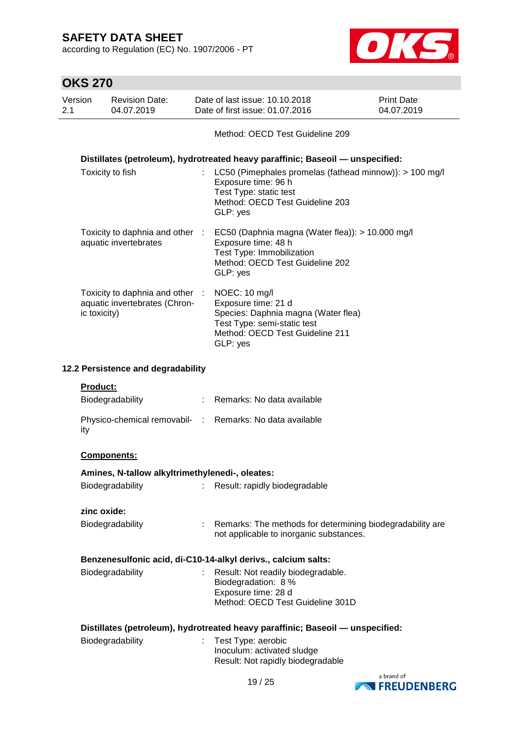Method: OECD Test Guideline 209

**Distillates (petroleum), hydrotreated heavy paraffinic; Baseoil — unspecified:**

| | | |
|---|---|---|
| Toxicity to fish | : | LC50 (Pimephales promelas (fathead minnow)): > 100 mg/l<br>Exposure time: 96 h<br>Test Type: static test<br>Method: OECD Test Guideline 203<br>GLP: yes |
| Toxicity to daphnia and other aquatic invertebrates | : | EC50 (Daphnia magna (Water flea)): > 10.000 mg/l<br>Exposure time: 48 h<br>Test Type: Immobilization<br>Method: OECD Test Guideline 202<br>GLP: yes |
| Toxicity to daphnia and other aquatic invertebrates (Chronic toxicity) | : | NOEC: 10 mg/l<br>Exposure time: 21 d<br>Species: Daphnia magna (Water flea)<br>Test Type: semi-static test<br>Method: OECD Test Guideline 211<br>GLP: yes |

### 12.2 Persistence and degradability

**Product:**

| | | |
|---|---|---|
| Biodegradability | : | Remarks: No data available |
| Physico-chemical removability | : | Remarks: No data available |

**Components:**

**Amines, N-tallow alkyltrimethylenedi-, oleates:**

| | | |
|---|---|---|
| Biodegradability | : | Result: rapidly biodegradable |

**zinc oxide:**

| | | |
|---|---|---|
| Biodegradability | : | Remarks: The methods for determining biodegradability are not applicable to inorganic substances. |

**Benzenesulfonic acid, di-C10-14-alkyl derivs., calcium salts:**

| | | |
|---|---|---|
| Biodegradability | : | Result: Not readily biodegradable.<br>Biodegradation: 8 %<br>Exposure time: 28 d<br>Method: OECD Test Guideline 301D |

**Distillates (petroleum), hydrotreated heavy paraffinic; Baseoil — unspecified:**

| | | |
|---|---|---|
| Biodegradability | : | Test Type: aerobic<br>Inoculum: activated sludge<br>Result: Not rapidly biodegradable |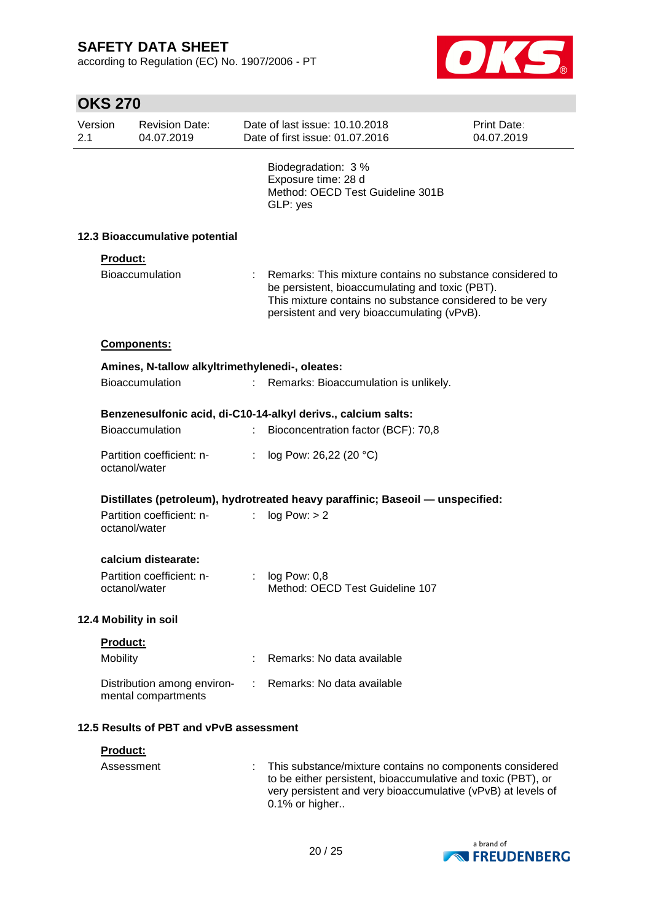Biodegradation: 3 %
Exposure time: 28 d
Method: OECD Test Guideline 301B
GLP: yes

### 12.3 Bioaccumulative potential

**Product:**

| | | |
|---|---|---|
| Bioaccumulation | : | Remarks: This mixture contains no substance considered to be persistent, bioaccumulating and toxic (PBT). This mixture contains no substance considered to be very persistent and very bioaccumulating (vPvB). |

**Components:**

**Amines, N-tallow alkyltrimethylenedi-, oleates:**

| | | |
|---|---|---|
| Bioaccumulation | : | Remarks: Bioaccumulation is unlikely. |

**Benzenesulfonic acid, di-C10-14-alkyl derivs., calcium salts:**

| | | |
|---|---|---|
| Bioaccumulation | : | Bioconcentration factor (BCF): 70,8 |
| Partition coefficient: n-octanol/water | : | log Pow: 26,22 (20 °C) |

**Distillates (petroleum), hydrotreated heavy paraffinic; Baseoil — unspecified:**

| | | |
|---|---|---|
| Partition coefficient: n-octanol/water | : | log Pow: > 2 |

**calcium distearate:**

| | | |
|---|---|---|
| Partition coefficient: n-octanol/water | : | log Pow: 0,8<br>Method: OECD Test Guideline 107 |

### 12.4 Mobility in soil

**Product:**

| | | |
|---|---|---|
| Mobility | : | Remarks: No data available |
| Distribution among environmental compartments | : | Remarks: No data available |

### 12.5 Results of PBT and vPvB assessment

**Product:**

| | | |
|---|---|---|
| Assessment | : | This substance/mixture contains no components considered to be either persistent, bioaccumulative and toxic (PBT), or very persistent and very bioaccumulative (vPvB) at levels of 0.1% or higher.. |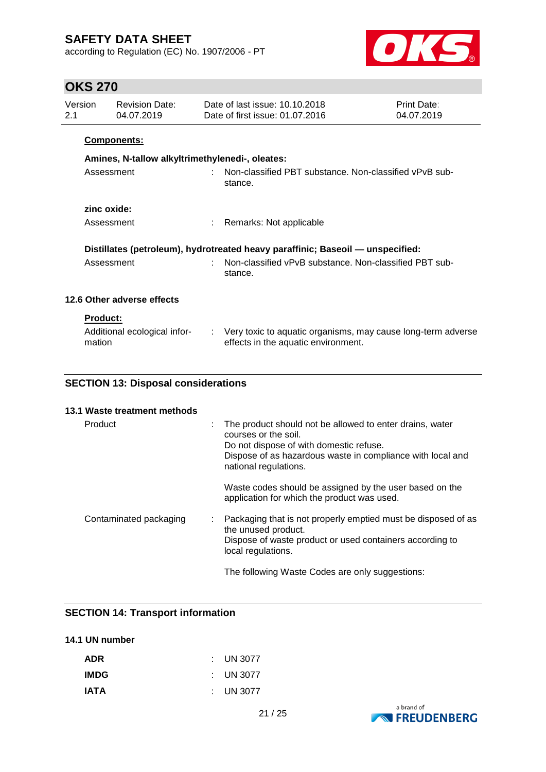**Components:**

**Amines, N-tallow alkyltrimethylenedi-, oleates:**

Assessment : Non-classified PBT substance. Non-classified vPvB substance.

**zinc oxide:**

Assessment : Remarks: Not applicable

**Distillates (petroleum), hydrotreated heavy paraffinic; Baseoil — unspecified:**

Assessment : Non-classified vPvB substance. Non-classified PBT substance.

### 12.6 Other adverse effects

**Product:**

Additional ecological information : Very toxic to aquatic organisms, may cause long-term adverse effects in the aquatic environment.

## SECTION 13: Disposal considerations

### 13.1 Waste treatment methods

Product : The product should not be allowed to enter drains, water courses or the soil.
Do not dispose of with domestic refuse.
Dispose of as hazardous waste in compliance with local and national regulations.

Waste codes should be assigned by the user based on the application for which the product was used.

Contaminated packaging : Packaging that is not properly emptied must be disposed of as the unused product.
Dispose of waste product or used containers according to local regulations.

The following Waste Codes are only suggestions:

## SECTION 14: Transport information

### 14.1 UN number

**ADR** : UN 3077

**IMDG** : UN 3077

**IATA** : UN 3077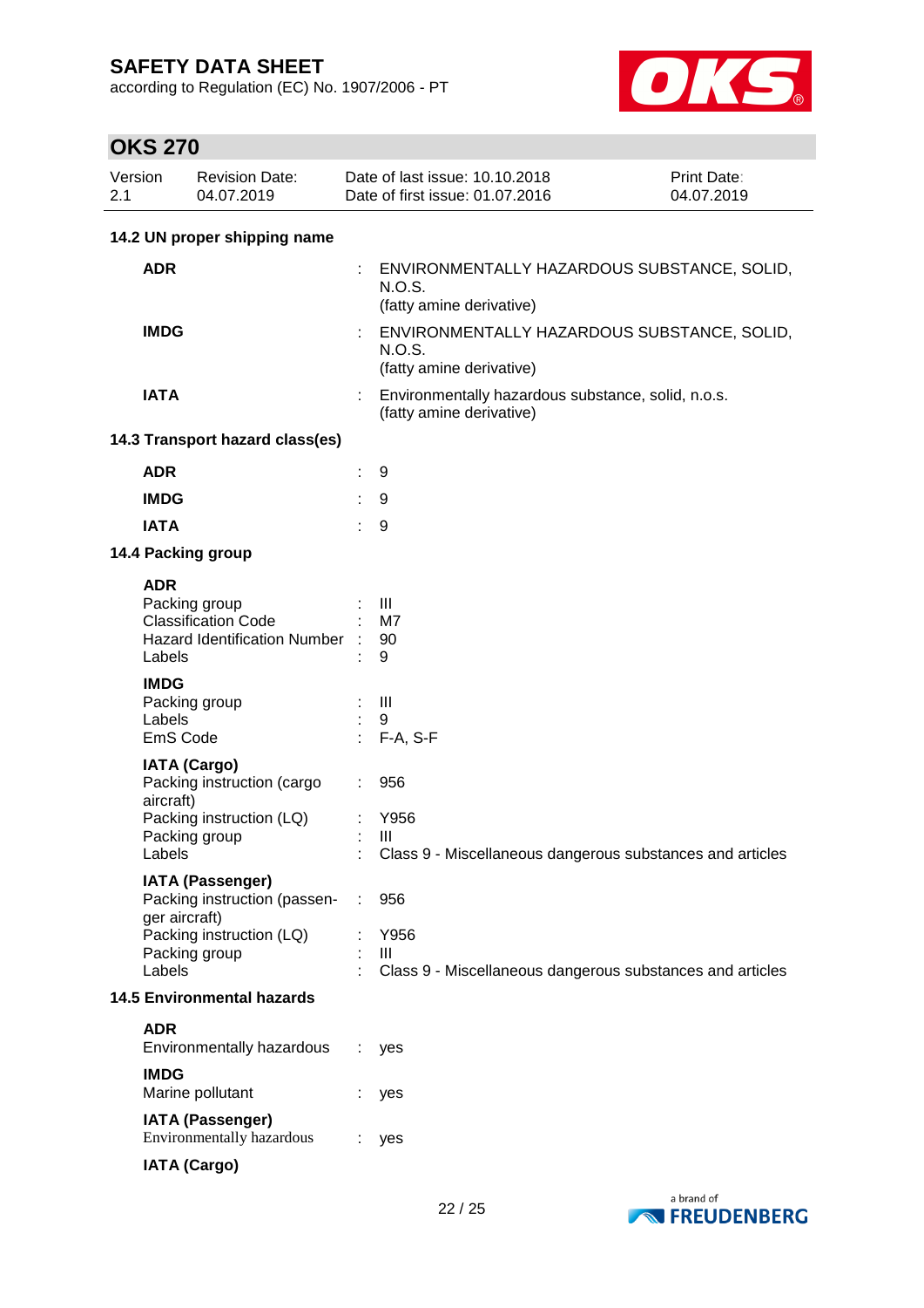### 14.2 UN proper shipping name

| | | |
|---|---|---|
| **ADR** | : | ENVIRONMENTALLY HAZARDOUS SUBSTANCE, SOLID, N.O.S. (fatty amine derivative) |
| **IMDG** | : | ENVIRONMENTALLY HAZARDOUS SUBSTANCE, SOLID, N.O.S. (fatty amine derivative) |
| **IATA** | : | Environmentally hazardous substance, solid, n.o.s. (fatty amine derivative) |

### 14.3 Transport hazard class(es)

| | | |
|---|---|---|
| **ADR** | : | 9 |
| **IMDG** | : | 9 |
| **IATA** | : | 9 |

### 14.4 Packing group

**ADR**

| | | |
|---|---|---|
| Packing group | : | III |
| Classification Code | : | M7 |
| Hazard Identification Number | : | 90 |
| Labels | : | 9 |

**IMDG**

| | | |
|---|---|---|
| Packing group | : | III |
| Labels | : | 9 |
| EmS Code | : | F-A, S-F |

**IATA (Cargo)**

| | | |
|---|---|---|
| Packing instruction (cargo aircraft) | : | 956 |
| Packing instruction (LQ) | : | Y956 |
| Packing group | : | III |
| Labels | : | Class 9 - Miscellaneous dangerous substances and articles |

**IATA (Passenger)**

| | | |
|---|---|---|
| Packing instruction (passenger aircraft) | : | 956 |
| Packing instruction (LQ) | : | Y956 |
| Packing group | : | III |
| Labels | : | Class 9 - Miscellaneous dangerous substances and articles |

### 14.5 Environmental hazards

**ADR**

| | | |
|---|---|---|
| Environmentally hazardous | : | yes |

**IMDG**

| | | |
|---|---|---|
| Marine pollutant | : | yes |

**IATA (Passenger)**

| | | |
|---|---|---|
| Environmentally hazardous | : | yes |

**IATA (Cargo)**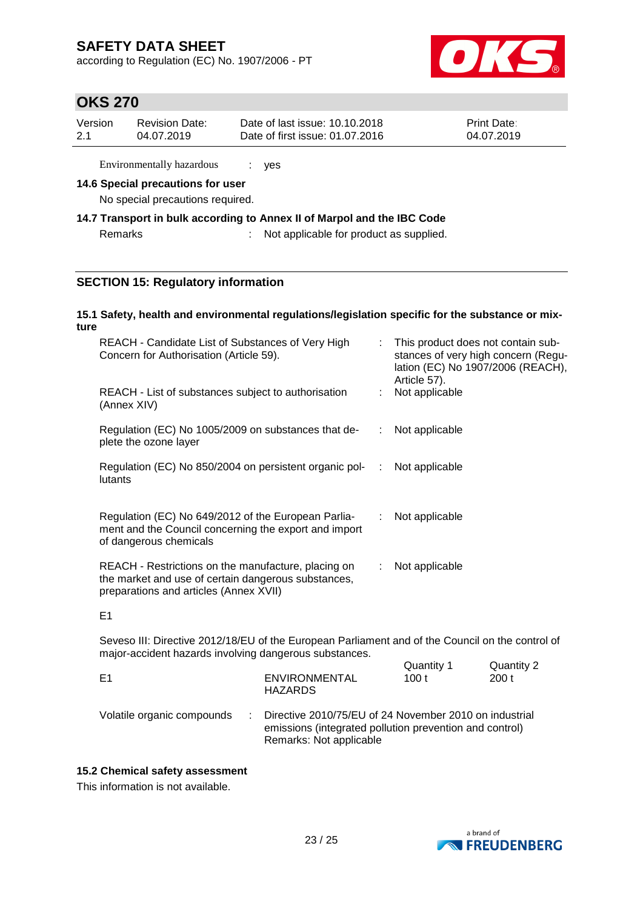Environmentally hazardous : yes

### 14.6 Special precautions for user

No special precautions required.

### 14.7 Transport in bulk according to Annex II of Marpol and the IBC Code

Remarks : Not applicable for product as supplied.

## SECTION 15: Regulatory information

### 15.1 Safety, health and environmental regulations/legislation specific for the substance or mixture

| | |
|---|---|
| REACH - Candidate List of Substances of Very High Concern for Authorisation (Article 59). | : This product does not contain substances of very high concern (Regulation (EC) No 1907/2006 (REACH), Article 57). |
| REACH - List of substances subject to authorisation (Annex XIV) | : Not applicable |
| Regulation (EC) No 1005/2009 on substances that deplete the ozone layer | : Not applicable |
| Regulation (EC) No 850/2004 on persistent organic pollutants | : Not applicable |
| Regulation (EC) No 649/2012 of the European Parliament and the Council concerning the export and import of dangerous chemicals | : Not applicable |
| REACH - Restrictions on the manufacture, placing on the market and use of certain dangerous substances, preparations and articles (Annex XVII) | : Not applicable |

E1

Seveso III: Directive 2012/18/EU of the European Parliament and of the Council on the control of major-accident hazards involving dangerous substances.

| | | Quantity 1 | Quantity 2 |
|---|---|---|---|
| E1 | ENVIRONMENTAL HAZARDS | 100 t | 200 t |

Volatile organic compounds : Directive 2010/75/EU of 24 November 2010 on industrial emissions (integrated pollution prevention and control)
Remarks: Not applicable

### 15.2 Chemical safety assessment

This information is not available.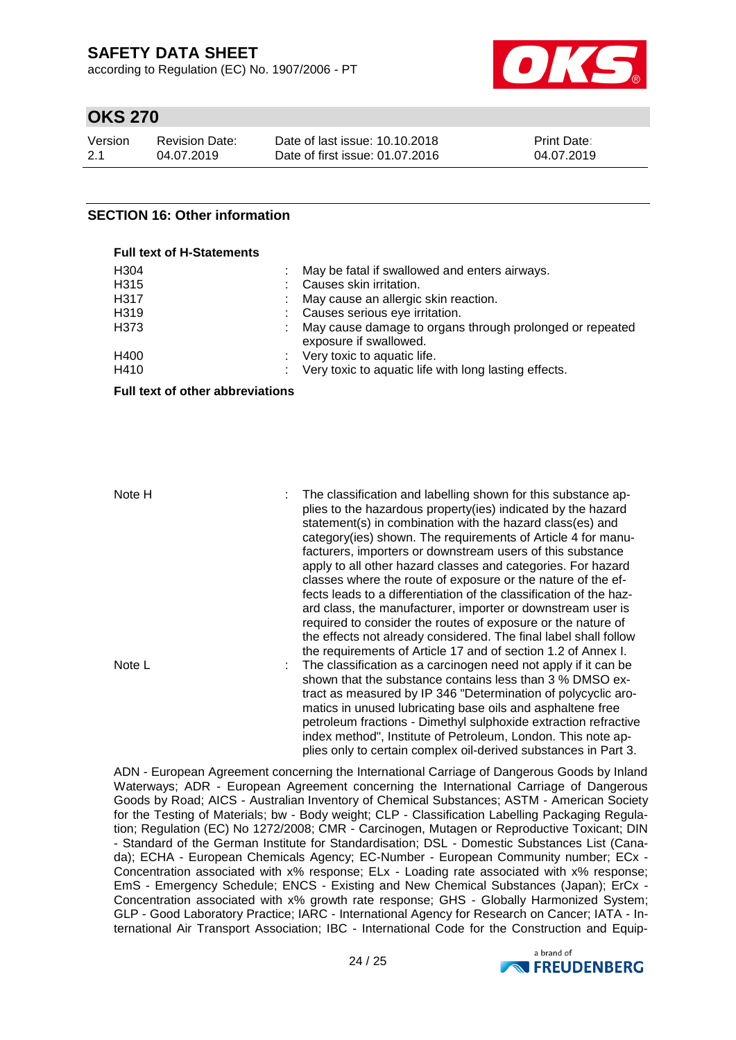## SECTION 16: Other information

**Full text of H-Statements**

| | | |
|---|---|---|
| H304 | : | May be fatal if swallowed and enters airways. |
| H315 | : | Causes skin irritation. |
| H317 | : | May cause an allergic skin reaction. |
| H319 | : | Causes serious eye irritation. |
| H373 | : | May cause damage to organs through prolonged or repeated exposure if swallowed. |
| H400 | : | Very toxic to aquatic life. |
| H410 | : | Very toxic to aquatic life with long lasting effects. |

**Full text of other abbreviations**

| | | |
|---|---|---|
| Note H | : | The classification and labelling shown for this substance applies to the hazardous property(ies) indicated by the hazard statement(s) in combination with the hazard class(es) and category(ies) shown. The requirements of Article 4 for manufacturers, importers or downstream users of this substance apply to all other hazard classes and categories. For hazard classes where the route of exposure or the nature of the effects leads to a differentiation of the classification of the hazard class, the manufacturer, importer or downstream user is required to consider the routes of exposure or the nature of the effects not already considered. The final label shall follow the requirements of Article 17 and of section 1.2 of Annex I. |
| Note L | : | The classification as a carcinogen need not apply if it can be shown that the substance contains less than 3 % DMSO extract as measured by IP 346 "Determination of polycyclic aromatics in unused lubricating base oils and asphaltene free petroleum fractions - Dimethyl sulphoxide extraction refractive index method", Institute of Petroleum, London. This note applies only to certain complex oil-derived substances in Part 3. |

ADN - European Agreement concerning the International Carriage of Dangerous Goods by Inland Waterways; ADR - European Agreement concerning the International Carriage of Dangerous Goods by Road; AICS - Australian Inventory of Chemical Substances; ASTM - American Society for the Testing of Materials; bw - Body weight; CLP - Classification Labelling Packaging Regulation; Regulation (EC) No 1272/2008; CMR - Carcinogen, Mutagen or Reproductive Toxicant; DIN - Standard of the German Institute for Standardisation; DSL - Domestic Substances List (Canada); ECHA - European Chemicals Agency; EC-Number - European Community number; ECx - Concentration associated with x% response; ELx - Loading rate associated with x% response; EmS - Emergency Schedule; ENCS - Existing and New Chemical Substances (Japan); ErCx - Concentration associated with x% growth rate response; GHS - Globally Harmonized System; GLP - Good Laboratory Practice; IARC - International Agency for Research on Cancer; IATA - International Air Transport Association; IBC - International Code for the Construction and Equip-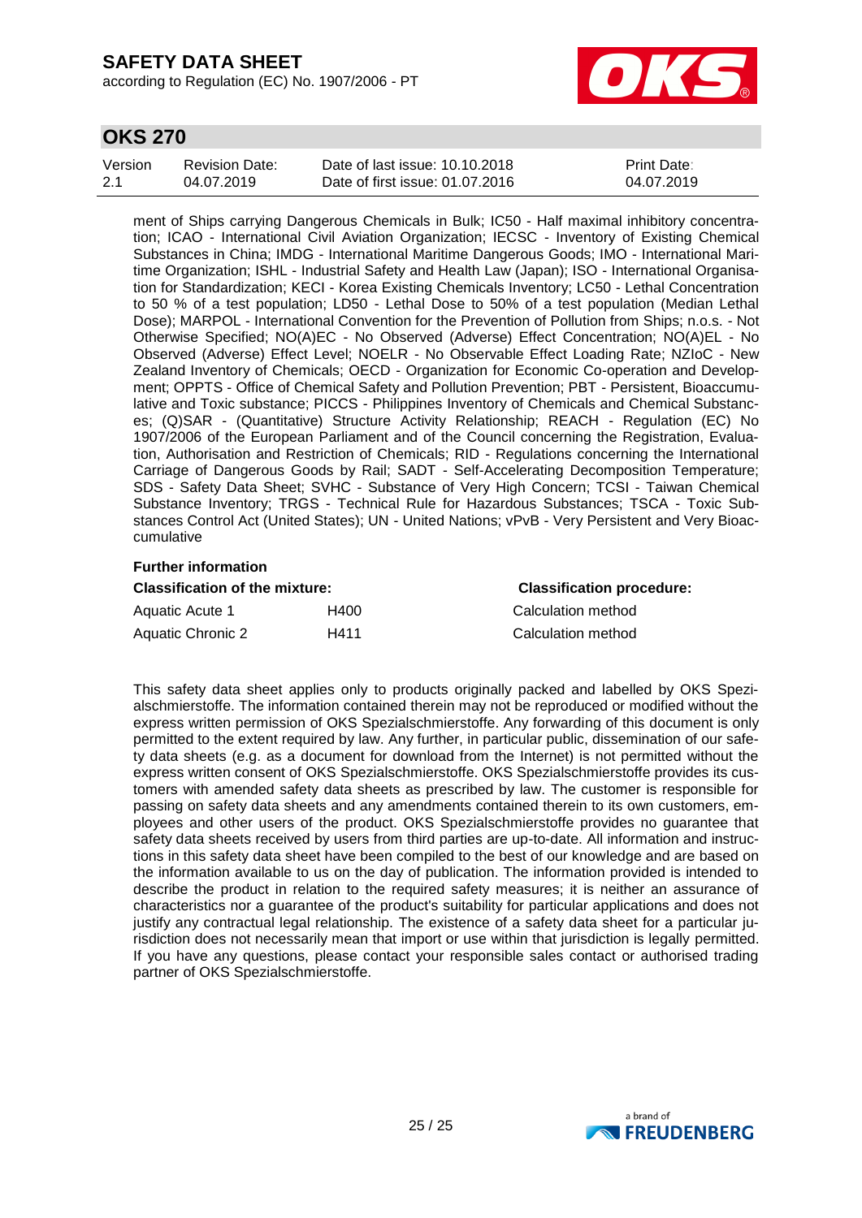ment of Ships carrying Dangerous Chemicals in Bulk; IC50 - Half maximal inhibitory concentration; ICAO - International Civil Aviation Organization; IECSC - Inventory of Existing Chemical Substances in China; IMDG - International Maritime Dangerous Goods; IMO - International Maritime Organization; ISHL - Industrial Safety and Health Law (Japan); ISO - International Organisation for Standardization; KECI - Korea Existing Chemicals Inventory; LC50 - Lethal Concentration to 50 % of a test population; LD50 - Lethal Dose to 50% of a test population (Median Lethal Dose); MARPOL - International Convention for the Prevention of Pollution from Ships; n.o.s. - Not Otherwise Specified; NO(A)EC - No Observed (Adverse) Effect Concentration; NO(A)EL - No Observed (Adverse) Effect Level; NOELR - No Observable Effect Loading Rate; NZIoC - New Zealand Inventory of Chemicals; OECD - Organization for Economic Co-operation and Development; OPPTS - Office of Chemical Safety and Pollution Prevention; PBT - Persistent, Bioaccumulative and Toxic substance; PICCS - Philippines Inventory of Chemicals and Chemical Substances; (Q)SAR - (Quantitative) Structure Activity Relationship; REACH - Regulation (EC) No 1907/2006 of the European Parliament and of the Council concerning the Registration, Evaluation, Authorisation and Restriction of Chemicals; RID - Regulations concerning the International Carriage of Dangerous Goods by Rail; SADT - Self-Accelerating Decomposition Temperature; SDS - Safety Data Sheet; SVHC - Substance of Very High Concern; TCSI - Taiwan Chemical Substance Inventory; TRGS - Technical Rule for Hazardous Substances; TSCA - Toxic Substances Control Act (United States); UN - United Nations; vPvB - Very Persistent and Very Bioaccumulative

**Further information**

| Classification of the mixture: | | Classification procedure: |
| --- | --- | --- |
| Aquatic Acute 1 | H400 | Calculation method |
| Aquatic Chronic 2 | H411 | Calculation method |

This safety data sheet applies only to products originally packed and labelled by OKS Spezialschmierstoffe. The information contained therein may not be reproduced or modified without the express written permission of OKS Spezialschmierstoffe. Any forwarding of this document is only permitted to the extent required by law. Any further, in particular public, dissemination of our safety data sheets (e.g. as a document for download from the Internet) is not permitted without the express written consent of OKS Spezialschmierstoffe. OKS Spezialschmierstoffe provides its customers with amended safety data sheets as prescribed by law. The customer is responsible for passing on safety data sheets and any amendments contained therein to its own customers, employees and other users of the product. OKS Spezialschmierstoffe provides no guarantee that safety data sheets received by users from third parties are up-to-date. All information and instructions in this safety data sheet have been compiled to the best of our knowledge and are based on the information available to us on the day of publication. The information provided is intended to describe the product in relation to the required safety measures; it is neither an assurance of characteristics nor a guarantee of the product's suitability for particular applications and does not justify any contractual legal relationship. The existence of a safety data sheet for a particular jurisdiction does not necessarily mean that import or use within that jurisdiction is legally permitted. If you have any questions, please contact your responsible sales contact or authorised trading partner of OKS Spezialschmierstoffe.